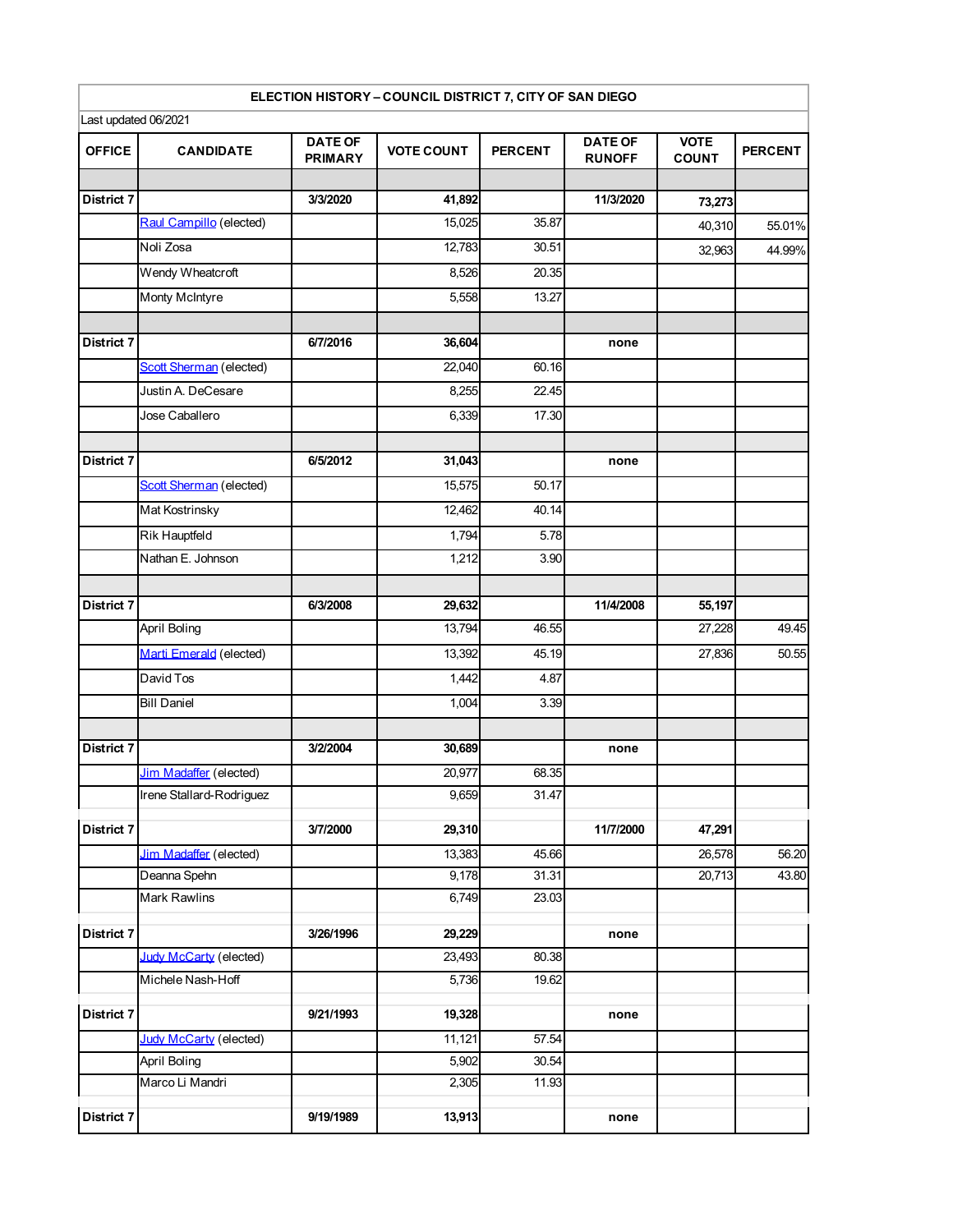| ELECTION HISTORY – COUNCIL DISTRICT 7, CITY OF SAN DIEGO | | | | | | | |
|---|---|---|---|---|---|---|---|
| Last updated 06/2021 | | | | | | | |
| OFFICE | CANDIDATE | DATE OF PRIMARY | VOTE COUNT | PERCENT | DATE OF RUNOFF | VOTE COUNT | PERCENT |
| | | | | | | | |
| **District 7** | | **3/3/2020** | **41,892** | | **11/3/2020** | **73,273** | |
| | Raul Campillo (elected) | | 15,025 | 35.87 | | 40,310 | 55.01% |
| | Noli Zosa | | 12,783 | 30.51 | | 32,963 | 44.99% |
| | Wendy Wheatcroft | | 8,526 | 20.35 | | | |
| | Monty McIntyre | | 5,558 | 13.27 | | | |
| | | | | | | | |
| **District 7** | | **6/7/2016** | **36,604** | | **none** | | |
| | Scott Sherman (elected) | | 22,040 | 60.16 | | | |
| | Justin A. DeCesare | | 8,255 | 22.45 | | | |
| | Jose Caballero | | 6,339 | 17.30 | | | |
| | | | | | | | |
| **District 7** | | **6/5/2012** | **31,043** | | **none** | | |
| | Scott Sherman (elected) | | 15,575 | 50.17 | | | |
| | Mat Kostrinsky | | 12,462 | 40.14 | | | |
| | Rik Hauptfeld | | 1,794 | 5.78 | | | |
| | Nathan E. Johnson | | 1,212 | 3.90 | | | |
| | | | | | | | |
| **District 7** | | **6/3/2008** | **29,632** | | **11/4/2008** | **55,197** | |
| | April Boling | | 13,794 | 46.55 | | 27,228 | 49.45 |
| | Marti Emerald (elected) | | 13,392 | 45.19 | | 27,836 | 50.55 |
| | David Tos | | 1,442 | 4.87 | | | |
| | Bill Daniel | | 1,004 | 3.39 | | | |
| | | | | | | | |
| **District 7** | | **3/2/2004** | **30,689** | | **none** | | |
| | Jim Madaffer (elected) | | 20,977 | 68.35 | | | |
| | Irene Stallard-Rodriguez | | 9,659 | 31.47 | | | |
| | | | | | | | |
| **District 7** | | **3/7/2000** | **29,310** | | **11/7/2000** | **47,291** | |
| | Jim Madaffer (elected) | | 13,383 | 45.66 | | 26,578 | 56.20 |
| | Deanna Spehn | | 9,178 | 31.31 | | 20,713 | 43.80 |
| | Mark Rawlins | | 6,749 | 23.03 | | | |
| | | | | | | | |
| **District 7** | | **3/26/1996** | **29,229** | | **none** | | |
| | Judy McCarty (elected) | | 23,493 | 80.38 | | | |
| | Michele Nash-Hoff | | 5,736 | 19.62 | | | |
| | | | | | | | |
| **District 7** | | **9/21/1993** | **19,328** | | **none** | | |
| | Judy McCarty (elected) | | 11,121 | 57.54 | | | |
| | April Boling | | 5,902 | 30.54 | | | |
| | Marco Li Mandri | | 2,305 | 11.93 | | | |
| | | | | | | | |
| **District 7** | | **9/19/1989** | **13,913** | | **none** | | |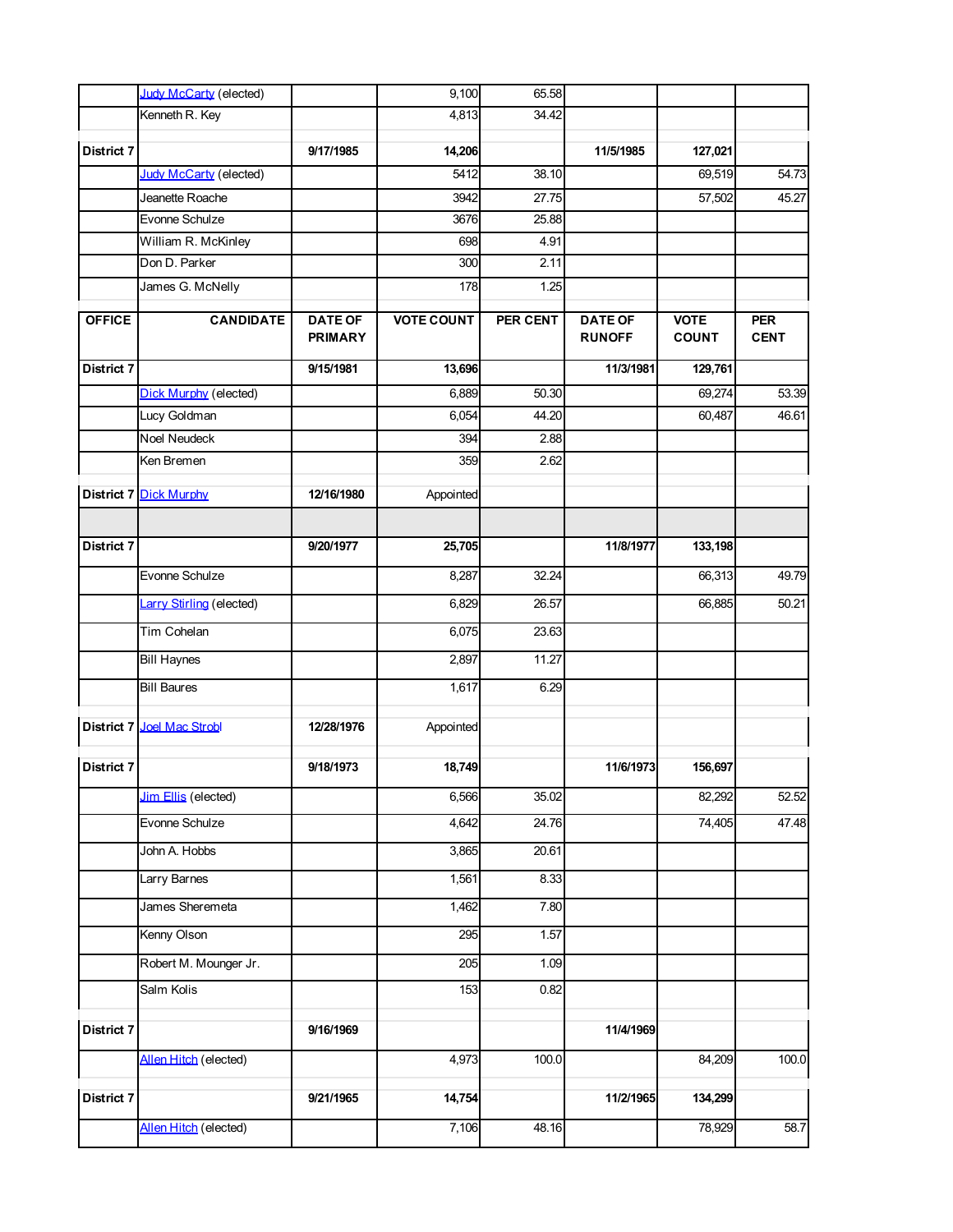| OFFICE | CANDIDATE | DATE OF PRIMARY | VOTE COUNT | PER CENT | DATE OF RUNOFF | VOTE COUNT | PER CENT |
|---|---|---|---|---|---|---|---|
| | Judy McCarty (elected) | | 9,100 | 65.58 | | | |
| | Kenneth R. Key | | 4,813 | 34.42 | | | |
| **District 7** | | **9/17/1985** | **14,206** | | **11/5/1985** | **127,021** | |
| | Judy McCarty (elected) | | 5412 | 38.10 | | 69,519 | 54.73 |
| | Jeanette Roache | | 3942 | 27.75 | | 57,502 | 45.27 |
| | Evonne Schulze | | 3676 | 25.88 | | | |
| | William R. McKinley | | 698 | 4.91 | | | |
| | Don D. Parker | | 300 | 2.11 | | | |
| | James G. McNelly | | 178 | 1.25 | | | |
| **OFFICE** | **CANDIDATE** | **DATE OF PRIMARY** | **VOTE COUNT** | **PER CENT** | **DATE OF RUNOFF** | **VOTE COUNT** | **PER CENT** |
| **District 7** | | **9/15/1981** | **13,696** | | **11/3/1981** | **129,761** | |
| | Dick Murphy (elected) | | 6,889 | 50.30 | | 69,274 | 53.39 |
| | Lucy Goldman | | 6,054 | 44.20 | | 60,487 | 46.61 |
| | Noel Neudeck | | 394 | 2.88 | | | |
| | Ken Bremen | | 359 | 2.62 | | | |
| **District 7** | Dick Murphy | **12/16/1980** | Appointed | | | | |
| | | | | | | | |
| **District 7** | | **9/20/1977** | **25,705** | | **11/8/1977** | **133,198** | |
| | Evonne Schulze | | 8,287 | 32.24 | | 66,313 | 49.79 |
| | Larry Stirling (elected) | | 6,829 | 26.57 | | 66,885 | 50.21 |
| | Tim Cohelan | | 6,075 | 23.63 | | | |
| | Bill Haynes | | 2,897 | 11.27 | | | |
| | Bill Baures | | 1,617 | 6.29 | | | |
| **District 7** | Joel Mac Strobl | **12/28/1976** | Appointed | | | | |
| **District 7** | | **9/18/1973** | **18,749** | | **11/6/1973** | **156,697** | |
| | Jim Ellis (elected) | | 6,566 | 35.02 | | 82,292 | 52.52 |
| | Evonne Schulze | | 4,642 | 24.76 | | 74,405 | 47.48 |
| | John A. Hobbs | | 3,865 | 20.61 | | | |
| | Larry Barnes | | 1,561 | 8.33 | | | |
| | James Sheremeta | | 1,462 | 7.80 | | | |
| | Kenny Olson | | 295 | 1.57 | | | |
| | Robert M. Mounger Jr. | | 205 | 1.09 | | | |
| | Salm Kolis | | 153 | 0.82 | | | |
| **District 7** | | **9/16/1969** | | | **11/4/1969** | | |
| | Allen Hitch (elected) | | 4,973 | 100.0 | | 84,209 | 100.0 |
| **District 7** | | **9/21/1965** | **14,754** | | **11/2/1965** | **134,299** | |
| | Allen Hitch (elected) | | 7,106 | 48.16 | | 78,929 | 58.7 |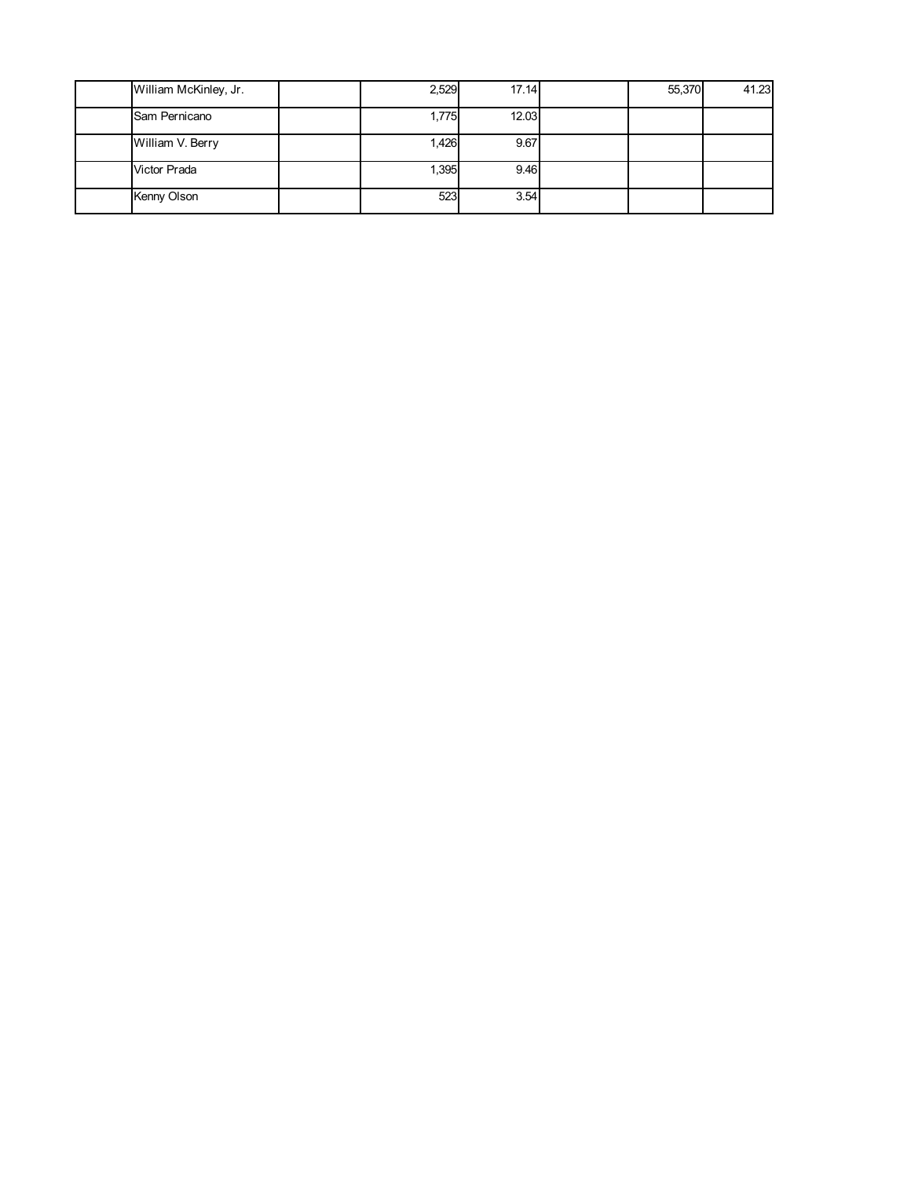| | | | | | | | |
|---|---|---|---|---|---|---|---|
| | William McKinley, Jr. | | 2,529 | 17.14 | | 55,370 | 41.23 |
| | Sam Pernicano | | 1,775 | 12.03 | | | |
| | William V. Berry | | 1,426 | 9.67 | | | |
| | Victor Prada | | 1,395 | 9.46 | | | |
| | Kenny Olson | | 523 | 3.54 | | | |